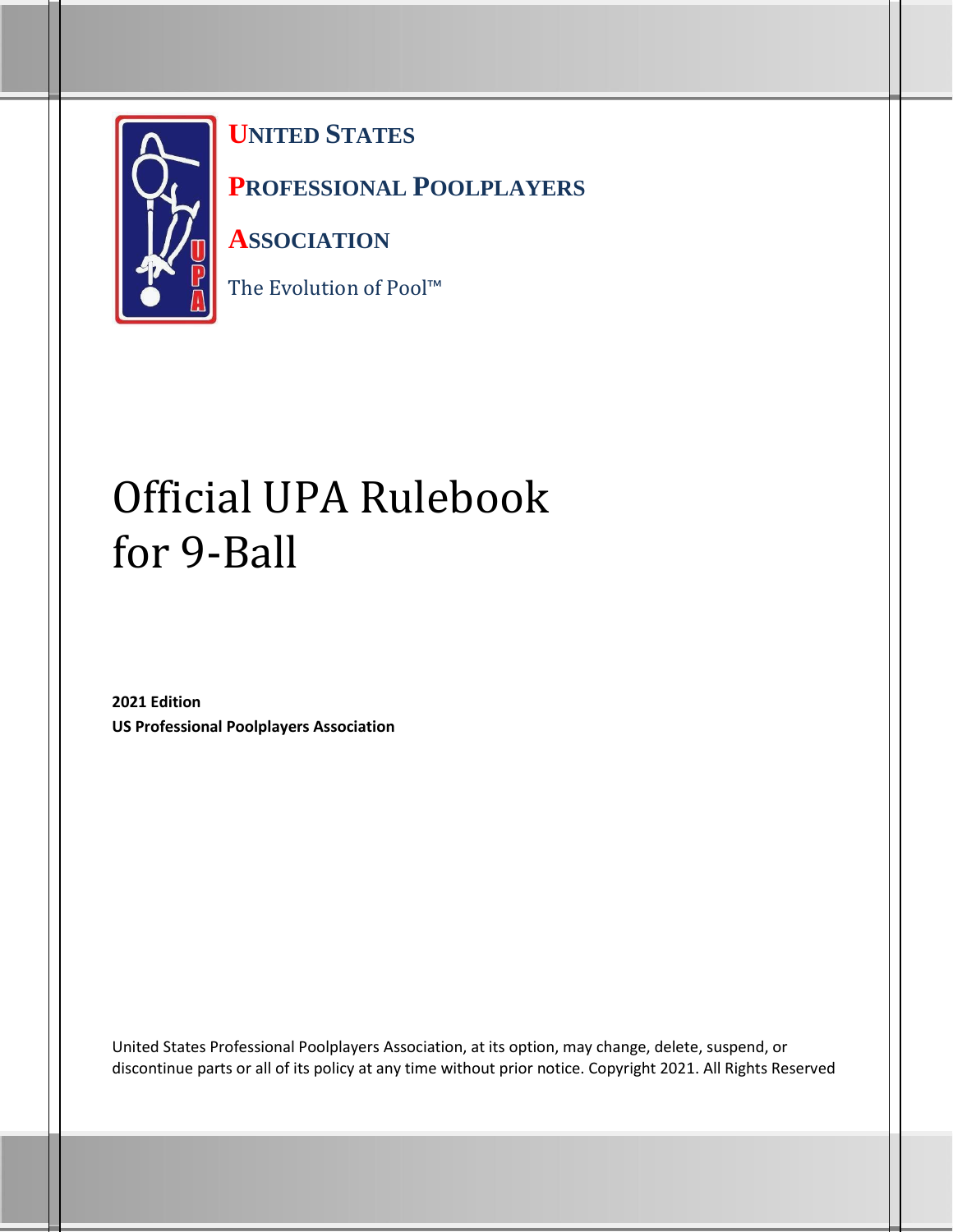**UNITED STATES**

**PROFESSIONAL POOLPLAYERS**

**ASSOCIATION**

The Evolution of Pool™

# Official UPA Rulebook for 9-Ball

**2021 Edition**
**US Professional Poolplayers Association**

United States Professional Poolplayers Association, at its option, may change, delete, suspend, or discontinue parts or all of its policy at any time without prior notice. Copyright 2021. All Rights Reserved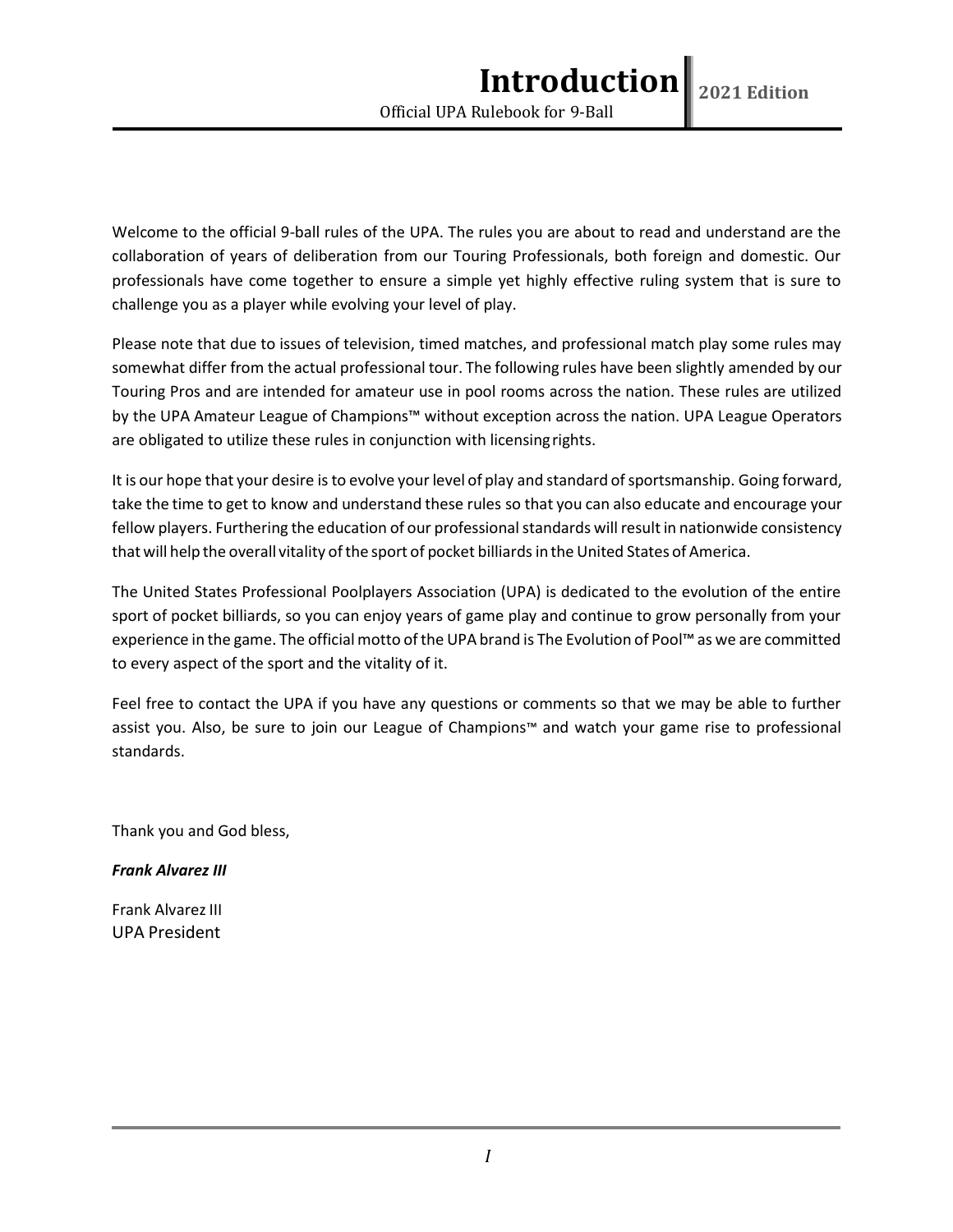# Introduction

Welcome to the official 9-ball rules of the UPA. The rules you are about to read and understand are the collaboration of years of deliberation from our Touring Professionals, both foreign and domestic. Our professionals have come together to ensure a simple yet highly effective ruling system that is sure to challenge you as a player while evolving your level of play.

Please note that due to issues of television, timed matches, and professional match play some rules may somewhat differ from the actual professional tour. The following rules have been slightly amended by our Touring Pros and are intended for amateur use in pool rooms across the nation. These rules are utilized by the UPA Amateur League of Champions™ without exception across the nation. UPA League Operators are obligated to utilize these rules in conjunction with licensing rights.

It is our hope that your desire is to evolve your level of play and standard of sportsmanship. Going forward, take the time to get to know and understand these rules so that you can also educate and encourage your fellow players. Furthering the education of our professional standards will result in nationwide consistency that will help the overall vitality of the sport of pocket billiards in the United States of America.

The United States Professional Poolplayers Association (UPA) is dedicated to the evolution of the entire sport of pocket billiards, so you can enjoy years of game play and continue to grow personally from your experience in the game. The official motto of the UPA brand is The Evolution of Pool™ as we are committed to every aspect of the sport and the vitality of it.

Feel free to contact the UPA if you have any questions or comments so that we may be able to further assist you. Also, be sure to join our League of Champions™ and watch your game rise to professional standards.

Thank you and God bless,

***Frank Alvarez III***

Frank Alvarez III
UPA President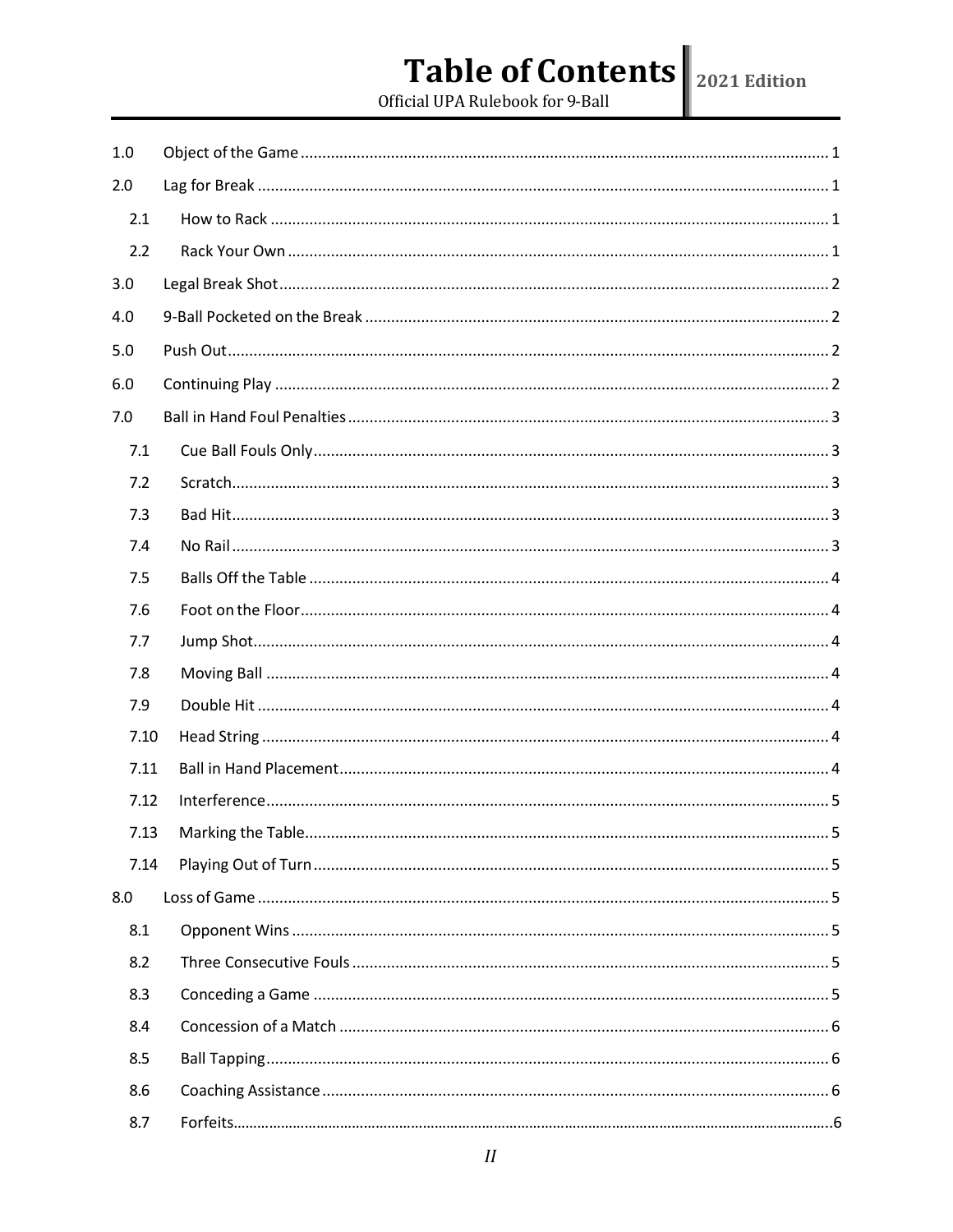# Table of Contents

Official UPA Rulebook for 9-Ball

2021 Edition

| | | |
|---|---|---|
| 1.0 | Object of the Game | 1 |
| 2.0 | Lag for Break | 1 |
| 2.1 | How to Rack | 1 |
| 2.2 | Rack Your Own | 1 |
| 3.0 | Legal Break Shot | 2 |
| 4.0 | 9-Ball Pocketed on the Break | 2 |
| 5.0 | Push Out | 2 |
| 6.0 | Continuing Play | 2 |
| 7.0 | Ball in Hand Foul Penalties | 3 |
| 7.1 | Cue Ball Fouls Only | 3 |
| 7.2 | Scratch | 3 |
| 7.3 | Bad Hit | 3 |
| 7.4 | No Rail | 3 |
| 7.5 | Balls Off the Table | 4 |
| 7.6 | Foot on the Floor | 4 |
| 7.7 | Jump Shot | 4 |
| 7.8 | Moving Ball | 4 |
| 7.9 | Double Hit | 4 |
| 7.10 | Head String | 4 |
| 7.11 | Ball in Hand Placement | 4 |
| 7.12 | Interference | 5 |
| 7.13 | Marking the Table | 5 |
| 7.14 | Playing Out of Turn | 5 |
| 8.0 | Loss of Game | 5 |
| 8.1 | Opponent Wins | 5 |
| 8.2 | Three Consecutive Fouls | 5 |
| 8.3 | Conceding a Game | 5 |
| 8.4 | Concession of a Match | 6 |
| 8.5 | Ball Tapping | 6 |
| 8.6 | Coaching Assistance | 6 |
| 8.7 | Forfeits | 6 |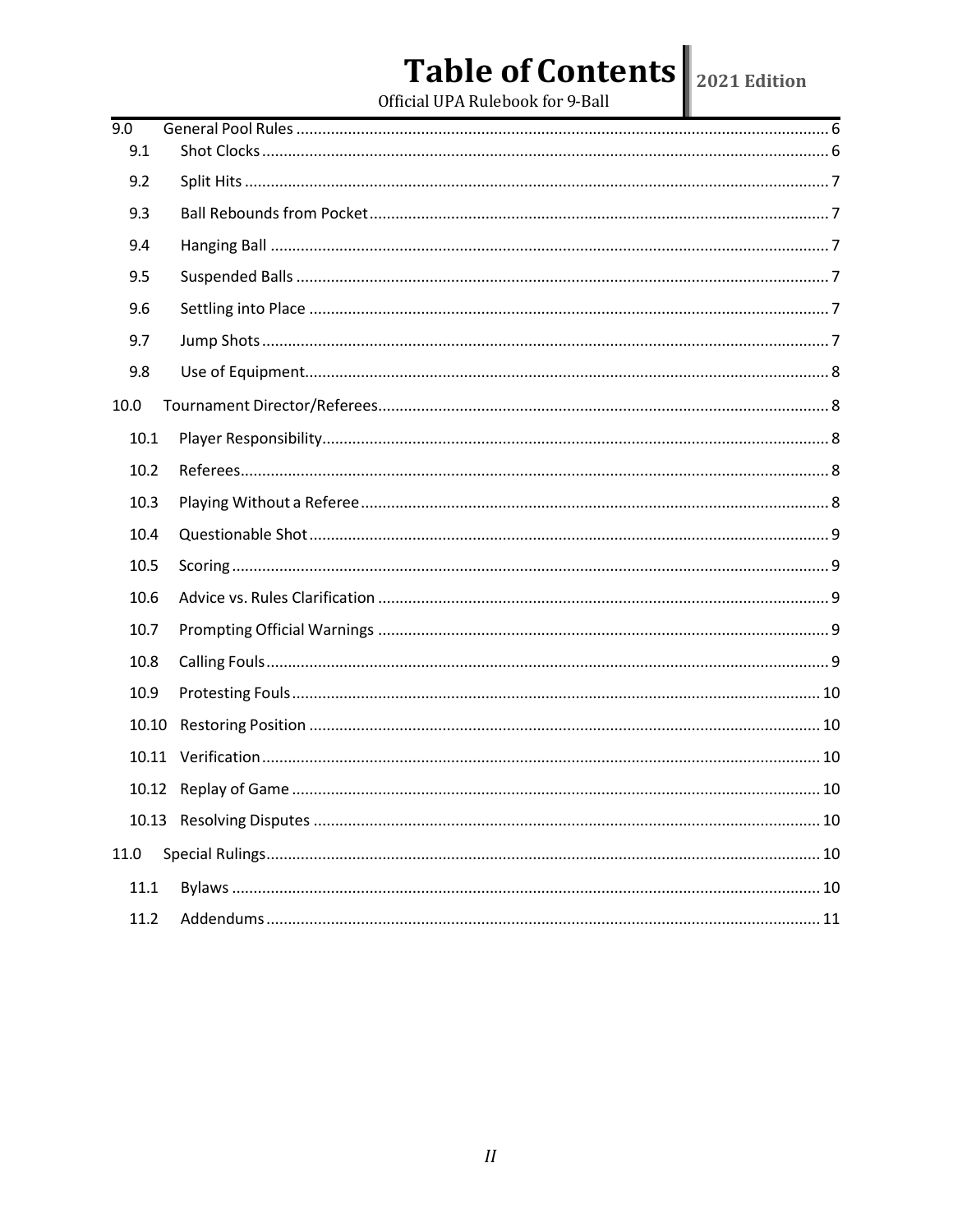# Table of Contents

2021 Edition

Official UPA Rulebook for 9-Ball

| | | |
|---|---|---|
| 9.0 | General Pool Rules | 6 |
| 9.1 | Shot Clocks | 6 |
| 9.2 | Split Hits | 7 |
| 9.3 | Ball Rebounds from Pocket | 7 |
| 9.4 | Hanging Ball | 7 |
| 9.5 | Suspended Balls | 7 |
| 9.6 | Settling into Place | 7 |
| 9.7 | Jump Shots | 7 |
| 9.8 | Use of Equipment | 8 |
| 10.0 | Tournament Director/Referees | 8 |
| 10.1 | Player Responsibility | 8 |
| 10.2 | Referees | 8 |
| 10.3 | Playing Without a Referee | 8 |
| 10.4 | Questionable Shot | 9 |
| 10.5 | Scoring | 9 |
| 10.6 | Advice vs. Rules Clarification | 9 |
| 10.7 | Prompting Official Warnings | 9 |
| 10.8 | Calling Fouls | 9 |
| 10.9 | Protesting Fouls | 10 |
| 10.10 | Restoring Position | 10 |
| 10.11 | Verification | 10 |
| 10.12 | Replay of Game | 10 |
| 10.13 | Resolving Disputes | 10 |
| 11.0 | Special Rulings | 10 |
| 11.1 | Bylaws | 10 |
| 11.2 | Addendums | 11 |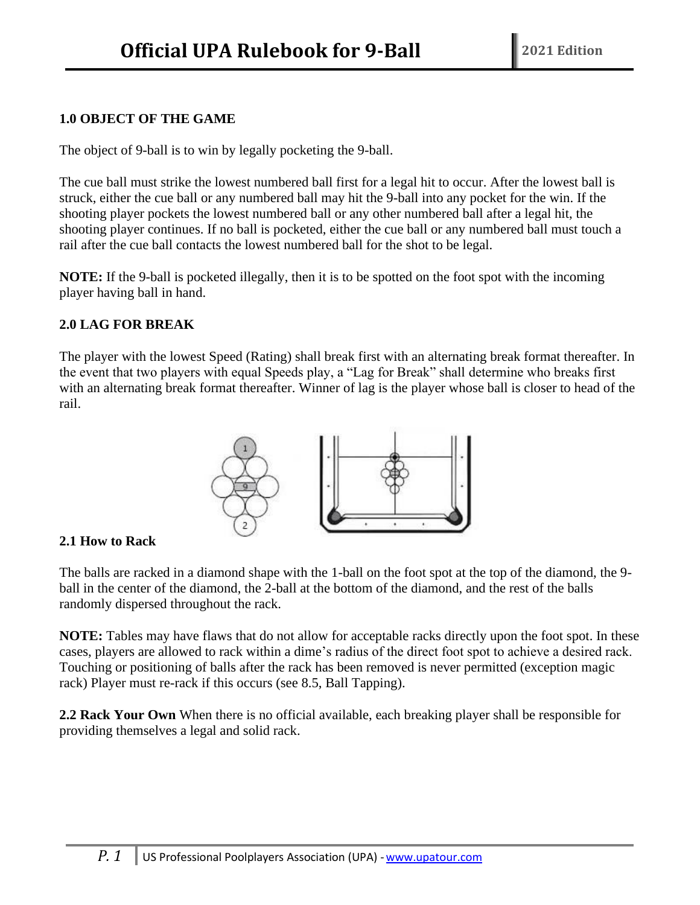## 1.0 OBJECT OF THE GAME

The object of 9-ball is to win by legally pocketing the 9-ball.

The cue ball must strike the lowest numbered ball first for a legal hit to occur. After the lowest ball is struck, either the cue ball or any numbered ball may hit the 9-ball into any pocket for the win. If the shooting player pockets the lowest numbered ball or any other numbered ball after a legal hit, the shooting player continues. If no ball is pocketed, either the cue ball or any numbered ball must touch a rail after the cue ball contacts the lowest numbered ball for the shot to be legal.

**NOTE:** If the 9-ball is pocketed illegally, then it is to be spotted on the foot spot with the incoming player having ball in hand.

## 2.0 LAG FOR BREAK

The player with the lowest Speed (Rating) shall break first with an alternating break format thereafter. In the event that two players with equal Speeds play, a "Lag for Break" shall determine who breaks first with an alternating break format thereafter. Winner of lag is the player whose ball is closer to head of the rail.

1

9

2

### 2.1 How to Rack

The balls are racked in a diamond shape with the 1-ball on the foot spot at the top of the diamond, the 9-ball in the center of the diamond, the 2-ball at the bottom of the diamond, and the rest of the balls randomly dispersed throughout the rack.

**NOTE:** Tables may have flaws that do not allow for acceptable racks directly upon the foot spot. In these cases, players are allowed to rack within a dime's radius of the direct foot spot to achieve a desired rack. Touching or positioning of balls after the rack has been removed is never permitted (exception magic rack) Player must re-rack if this occurs (see 8.5, Ball Tapping).

**2.2 Rack Your Own** When there is no official available, each breaking player shall be responsible for providing themselves a legal and solid rack.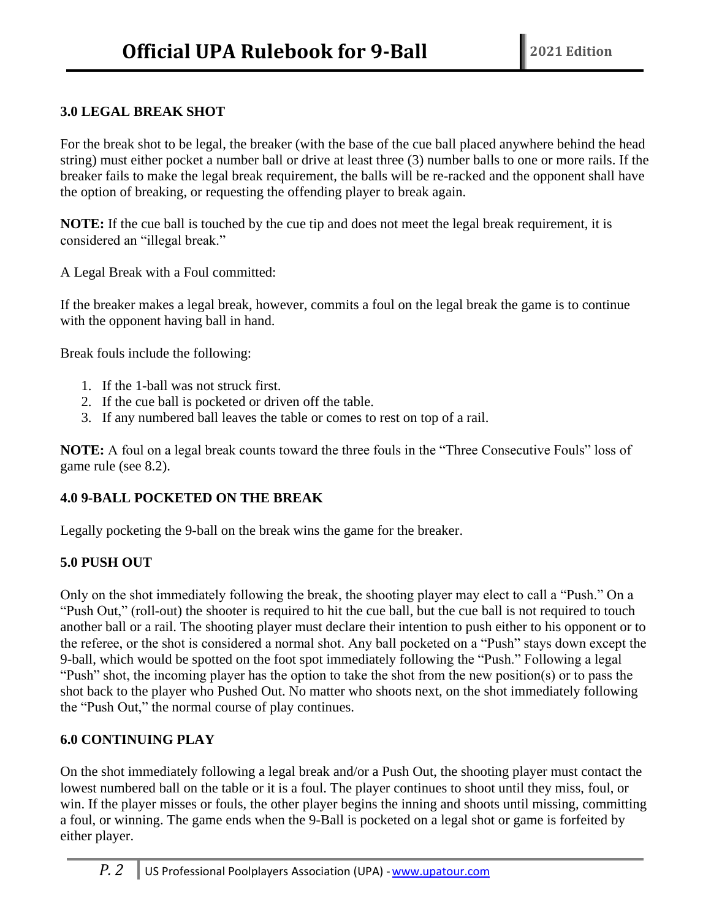## 3.0 LEGAL BREAK SHOT

For the break shot to be legal, the breaker (with the base of the cue ball placed anywhere behind the head string) must either pocket a number ball or drive at least three (3) number balls to one or more rails. If the breaker fails to make the legal break requirement, the balls will be re-racked and the opponent shall have the option of breaking, or requesting the offending player to break again.

**NOTE:** If the cue ball is touched by the cue tip and does not meet the legal break requirement, it is considered an "illegal break."

A Legal Break with a Foul committed:

If the breaker makes a legal break, however, commits a foul on the legal break the game is to continue with the opponent having ball in hand.

Break fouls include the following:

1. If the 1-ball was not struck first.
2. If the cue ball is pocketed or driven off the table.
3. If any numbered ball leaves the table or comes to rest on top of a rail.

**NOTE:** A foul on a legal break counts toward the three fouls in the "Three Consecutive Fouls" loss of game rule (see 8.2).

## 4.0 9-BALL POCKETED ON THE BREAK

Legally pocketing the 9-ball on the break wins the game for the breaker.

## 5.0 PUSH OUT

Only on the shot immediately following the break, the shooting player may elect to call a "Push." On a "Push Out," (roll-out) the shooter is required to hit the cue ball, but the cue ball is not required to touch another ball or a rail. The shooting player must declare their intention to push either to his opponent or to the referee, or the shot is considered a normal shot. Any ball pocketed on a "Push" stays down except the 9-ball, which would be spotted on the foot spot immediately following the "Push." Following a legal "Push" shot, the incoming player has the option to take the shot from the new position(s) or to pass the shot back to the player who Pushed Out. No matter who shoots next, on the shot immediately following the "Push Out," the normal course of play continues.

## 6.0 CONTINUING PLAY

On the shot immediately following a legal break and/or a Push Out, the shooting player must contact the lowest numbered ball on the table or it is a foul. The player continues to shoot until they miss, foul, or win. If the player misses or fouls, the other player begins the inning and shoots until missing, committing a foul, or winning. The game ends when the 9-Ball is pocketed on a legal shot or game is forfeited by either player.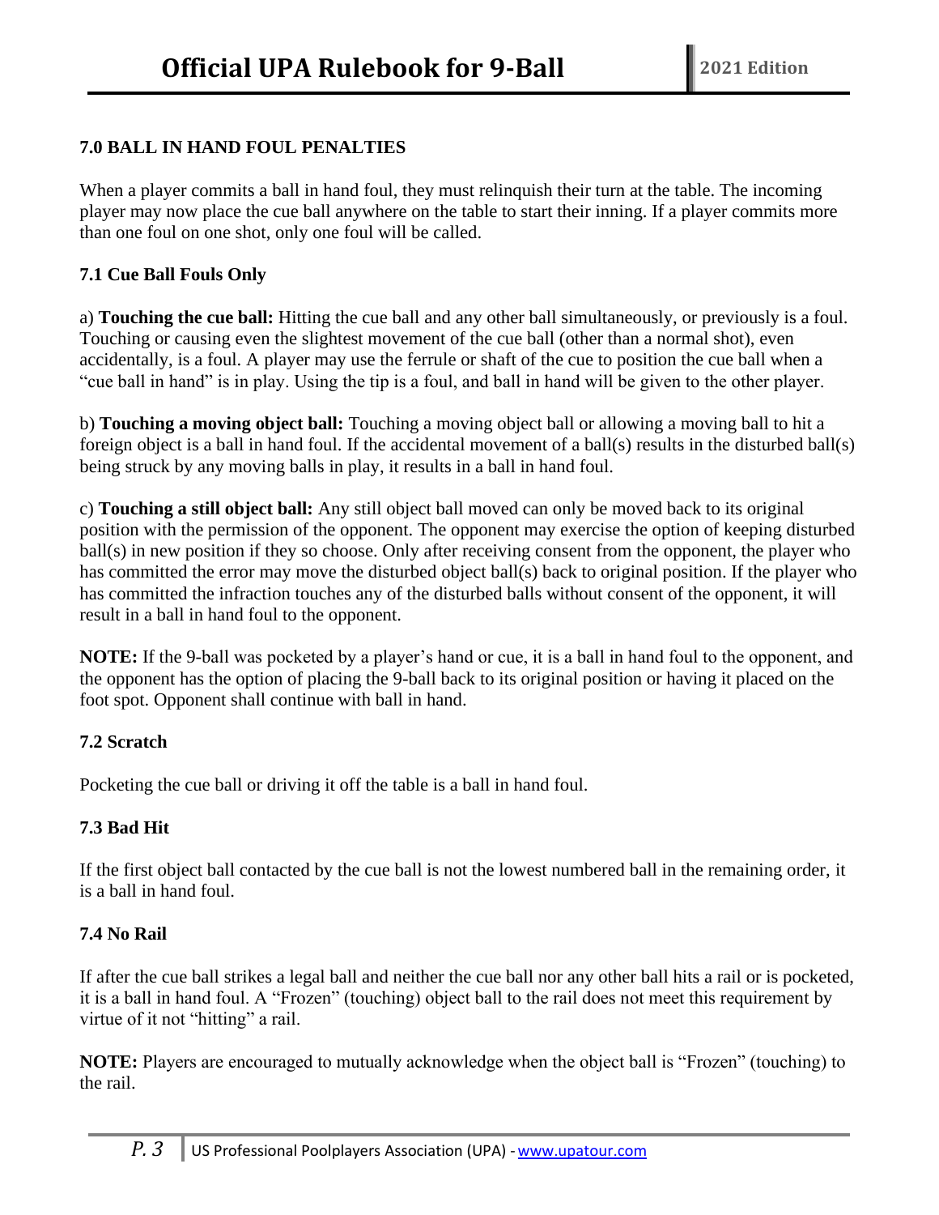## 7.0 BALL IN HAND FOUL PENALTIES

When a player commits a ball in hand foul, they must relinquish their turn at the table. The incoming player may now place the cue ball anywhere on the table to start their inning. If a player commits more than one foul on one shot, only one foul will be called.

### 7.1 Cue Ball Fouls Only

a) **Touching the cue ball:** Hitting the cue ball and any other ball simultaneously, or previously is a foul. Touching or causing even the slightest movement of the cue ball (other than a normal shot), even accidentally, is a foul. A player may use the ferrule or shaft of the cue to position the cue ball when a "cue ball in hand" is in play. Using the tip is a foul, and ball in hand will be given to the other player.

b) **Touching a moving object ball:** Touching a moving object ball or allowing a moving ball to hit a foreign object is a ball in hand foul. If the accidental movement of a ball(s) results in the disturbed ball(s) being struck by any moving balls in play, it results in a ball in hand foul.

c) **Touching a still object ball:** Any still object ball moved can only be moved back to its original position with the permission of the opponent. The opponent may exercise the option of keeping disturbed ball(s) in new position if they so choose. Only after receiving consent from the opponent, the player who has committed the error may move the disturbed object ball(s) back to original position. If the player who has committed the infraction touches any of the disturbed balls without consent of the opponent, it will result in a ball in hand foul to the opponent.

**NOTE:** If the 9-ball was pocketed by a player's hand or cue, it is a ball in hand foul to the opponent, and the opponent has the option of placing the 9-ball back to its original position or having it placed on the foot spot. Opponent shall continue with ball in hand.

### 7.2 Scratch

Pocketing the cue ball or driving it off the table is a ball in hand foul.

### 7.3 Bad Hit

If the first object ball contacted by the cue ball is not the lowest numbered ball in the remaining order, it is a ball in hand foul.

### 7.4 No Rail

If after the cue ball strikes a legal ball and neither the cue ball nor any other ball hits a rail or is pocketed, it is a ball in hand foul. A "Frozen" (touching) object ball to the rail does not meet this requirement by virtue of it not "hitting" a rail.

**NOTE:** Players are encouraged to mutually acknowledge when the object ball is "Frozen" (touching) to the rail.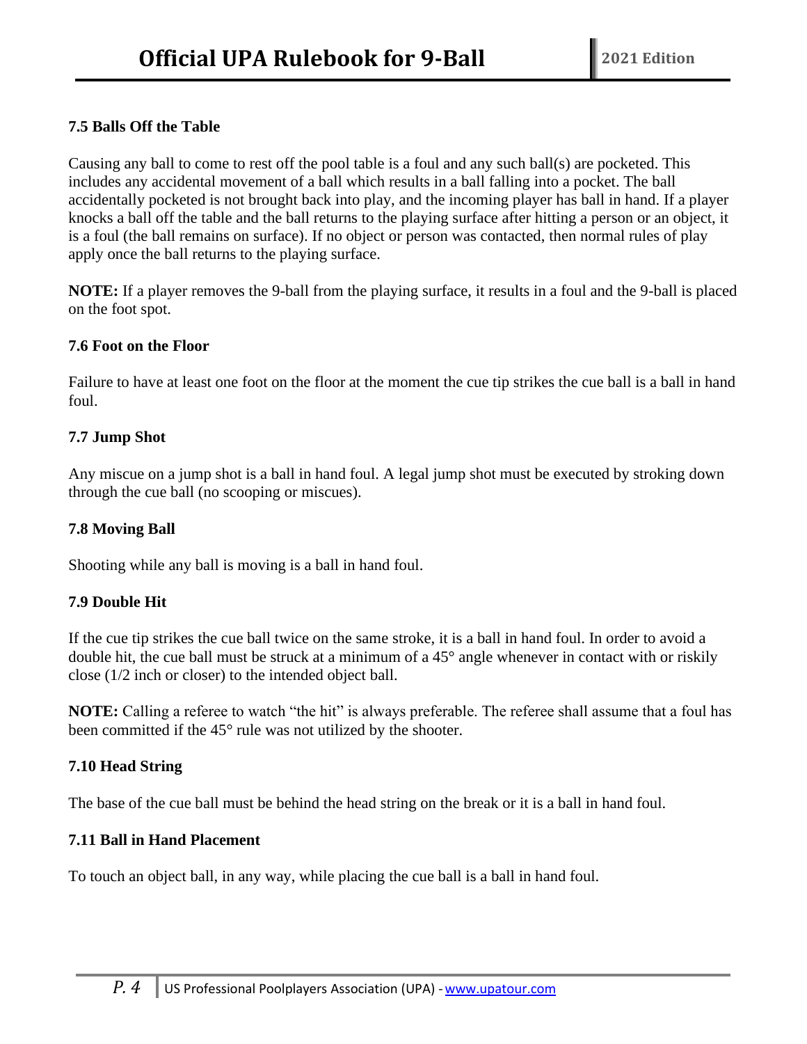### 7.5 Balls Off the Table

Causing any ball to come to rest off the pool table is a foul and any such ball(s) are pocketed. This includes any accidental movement of a ball which results in a ball falling into a pocket. The ball accidentally pocketed is not brought back into play, and the incoming player has ball in hand. If a player knocks a ball off the table and the ball returns to the playing surface after hitting a person or an object, it is a foul (the ball remains on surface). If no object or person was contacted, then normal rules of play apply once the ball returns to the playing surface.

**NOTE:** If a player removes the 9-ball from the playing surface, it results in a foul and the 9-ball is placed on the foot spot.

### 7.6 Foot on the Floor

Failure to have at least one foot on the floor at the moment the cue tip strikes the cue ball is a ball in hand foul.

### 7.7 Jump Shot

Any miscue on a jump shot is a ball in hand foul. A legal jump shot must be executed by stroking down through the cue ball (no scooping or miscues).

### 7.8 Moving Ball

Shooting while any ball is moving is a ball in hand foul.

### 7.9 Double Hit

If the cue tip strikes the cue ball twice on the same stroke, it is a ball in hand foul. In order to avoid a double hit, the cue ball must be struck at a minimum of a 45° angle whenever in contact with or riskily close (1/2 inch or closer) to the intended object ball.

**NOTE:** Calling a referee to watch "the hit" is always preferable. The referee shall assume that a foul has been committed if the 45° rule was not utilized by the shooter.

### 7.10 Head String

The base of the cue ball must be behind the head string on the break or it is a ball in hand foul.

### 7.11 Ball in Hand Placement

To touch an object ball, in any way, while placing the cue ball is a ball in hand foul.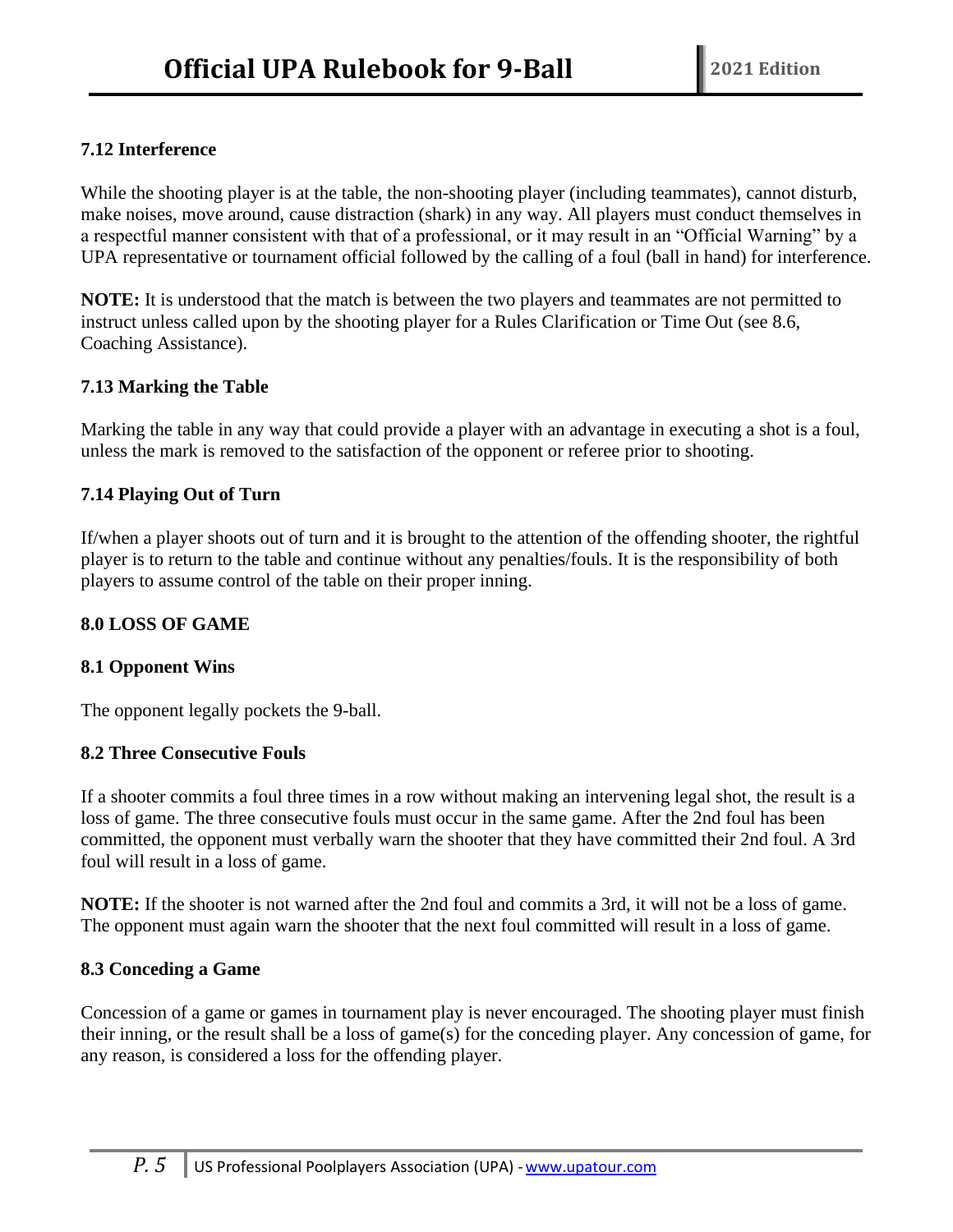### 7.12 Interference

While the shooting player is at the table, the non-shooting player (including teammates), cannot disturb, make noises, move around, cause distraction (shark) in any way. All players must conduct themselves in a respectful manner consistent with that of a professional, or it may result in an "Official Warning" by a UPA representative or tournament official followed by the calling of a foul (ball in hand) for interference.

**NOTE:** It is understood that the match is between the two players and teammates are not permitted to instruct unless called upon by the shooting player for a Rules Clarification or Time Out (see 8.6, Coaching Assistance).

### 7.13 Marking the Table

Marking the table in any way that could provide a player with an advantage in executing a shot is a foul, unless the mark is removed to the satisfaction of the opponent or referee prior to shooting.

### 7.14 Playing Out of Turn

If/when a player shoots out of turn and it is brought to the attention of the offending shooter, the rightful player is to return to the table and continue without any penalties/fouls. It is the responsibility of both players to assume control of the table on their proper inning.

## 8.0 LOSS OF GAME

### 8.1 Opponent Wins

The opponent legally pockets the 9-ball.

### 8.2 Three Consecutive Fouls

If a shooter commits a foul three times in a row without making an intervening legal shot, the result is a loss of game. The three consecutive fouls must occur in the same game. After the 2nd foul has been committed, the opponent must verbally warn the shooter that they have committed their 2nd foul. A 3rd foul will result in a loss of game.

**NOTE:** If the shooter is not warned after the 2nd foul and commits a 3rd, it will not be a loss of game. The opponent must again warn the shooter that the next foul committed will result in a loss of game.

### 8.3 Conceding a Game

Concession of a game or games in tournament play is never encouraged. The shooting player must finish their inning, or the result shall be a loss of game(s) for the conceding player. Any concession of game, for any reason, is considered a loss for the offending player.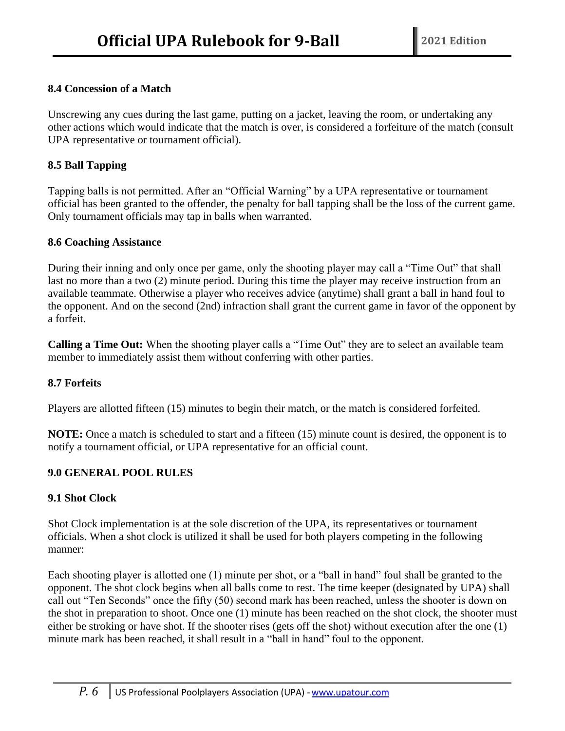### 8.4 Concession of a Match

Unscrewing any cues during the last game, putting on a jacket, leaving the room, or undertaking any other actions which would indicate that the match is over, is considered a forfeiture of the match (consult UPA representative or tournament official).

### 8.5 Ball Tapping

Tapping balls is not permitted. After an "Official Warning" by a UPA representative or tournament official has been granted to the offender, the penalty for ball tapping shall be the loss of the current game. Only tournament officials may tap in balls when warranted.

### 8.6 Coaching Assistance

During their inning and only once per game, only the shooting player may call a "Time Out" that shall last no more than a two (2) minute period. During this time the player may receive instruction from an available teammate. Otherwise a player who receives advice (anytime) shall grant a ball in hand foul to the opponent. And on the second (2nd) infraction shall grant the current game in favor of the opponent by a forfeit.

**Calling a Time Out:** When the shooting player calls a "Time Out" they are to select an available team member to immediately assist them without conferring with other parties.

### 8.7 Forfeits

Players are allotted fifteen (15) minutes to begin their match, or the match is considered forfeited.

**NOTE:** Once a match is scheduled to start and a fifteen (15) minute count is desired, the opponent is to notify a tournament official, or UPA representative for an official count.

## 9.0 GENERAL POOL RULES

### 9.1 Shot Clock

Shot Clock implementation is at the sole discretion of the UPA, its representatives or tournament officials. When a shot clock is utilized it shall be used for both players competing in the following manner:

Each shooting player is allotted one (1) minute per shot, or a "ball in hand" foul shall be granted to the opponent. The shot clock begins when all balls come to rest. The time keeper (designated by UPA) shall call out "Ten Seconds" once the fifty (50) second mark has been reached, unless the shooter is down on the shot in preparation to shoot. Once one (1) minute has been reached on the shot clock, the shooter must either be stroking or have shot. If the shooter rises (gets off the shot) without execution after the one (1) minute mark has been reached, it shall result in a "ball in hand" foul to the opponent.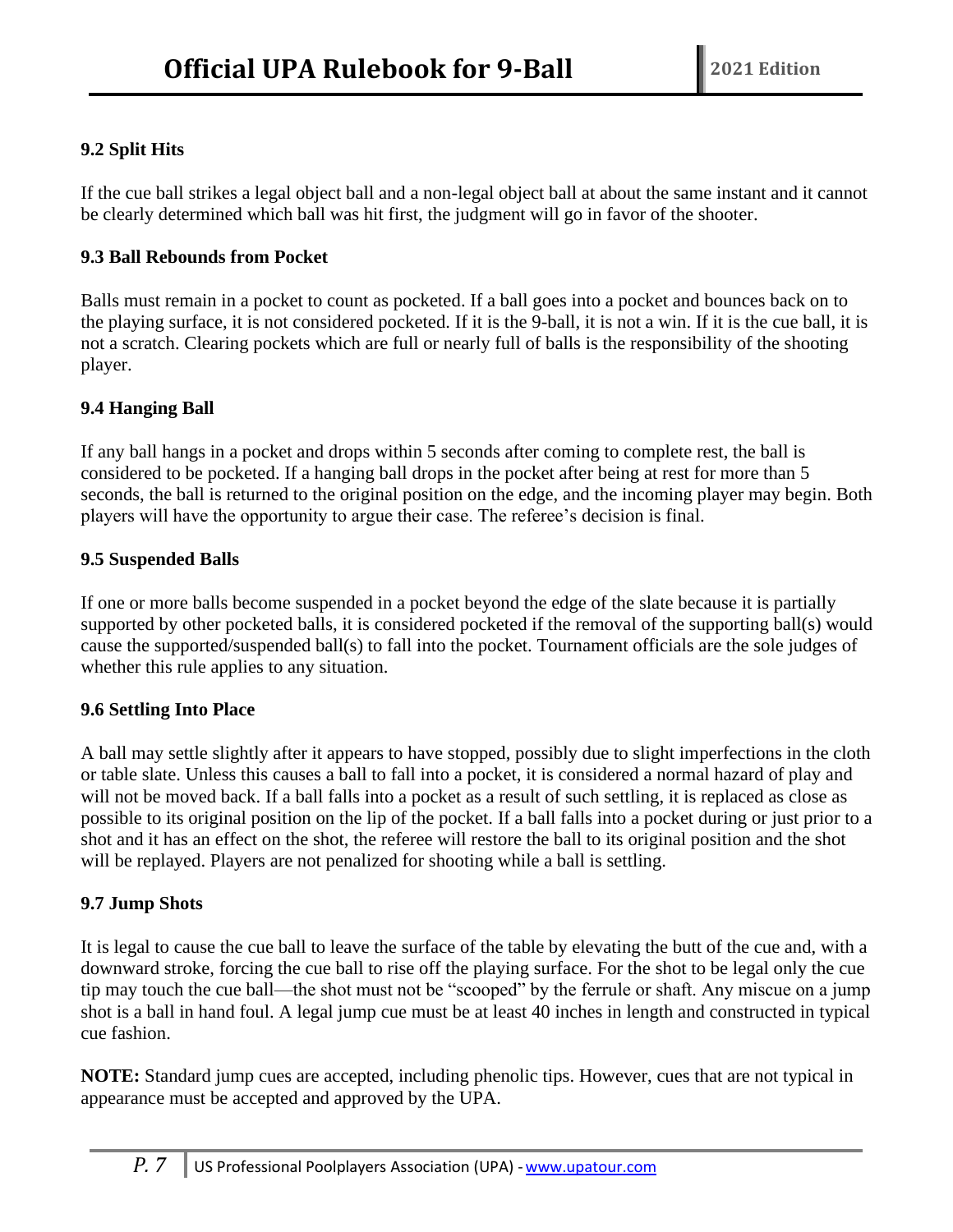### 9.2 Split Hits

If the cue ball strikes a legal object ball and a non-legal object ball at about the same instant and it cannot be clearly determined which ball was hit first, the judgment will go in favor of the shooter.

### 9.3 Ball Rebounds from Pocket

Balls must remain in a pocket to count as pocketed. If a ball goes into a pocket and bounces back on to the playing surface, it is not considered pocketed. If it is the 9-ball, it is not a win. If it is the cue ball, it is not a scratch. Clearing pockets which are full or nearly full of balls is the responsibility of the shooting player.

### 9.4 Hanging Ball

If any ball hangs in a pocket and drops within 5 seconds after coming to complete rest, the ball is considered to be pocketed. If a hanging ball drops in the pocket after being at rest for more than 5 seconds, the ball is returned to the original position on the edge, and the incoming player may begin. Both players will have the opportunity to argue their case. The referee's decision is final.

### 9.5 Suspended Balls

If one or more balls become suspended in a pocket beyond the edge of the slate because it is partially supported by other pocketed balls, it is considered pocketed if the removal of the supporting ball(s) would cause the supported/suspended ball(s) to fall into the pocket. Tournament officials are the sole judges of whether this rule applies to any situation.

### 9.6 Settling Into Place

A ball may settle slightly after it appears to have stopped, possibly due to slight imperfections in the cloth or table slate. Unless this causes a ball to fall into a pocket, it is considered a normal hazard of play and will not be moved back. If a ball falls into a pocket as a result of such settling, it is replaced as close as possible to its original position on the lip of the pocket. If a ball falls into a pocket during or just prior to a shot and it has an effect on the shot, the referee will restore the ball to its original position and the shot will be replayed. Players are not penalized for shooting while a ball is settling.

### 9.7 Jump Shots

It is legal to cause the cue ball to leave the surface of the table by elevating the butt of the cue and, with a downward stroke, forcing the cue ball to rise off the playing surface. For the shot to be legal only the cue tip may touch the cue ball—the shot must not be "scooped" by the ferrule or shaft. Any miscue on a jump shot is a ball in hand foul. A legal jump cue must be at least 40 inches in length and constructed in typical cue fashion.

**NOTE:** Standard jump cues are accepted, including phenolic tips. However, cues that are not typical in appearance must be accepted and approved by the UPA.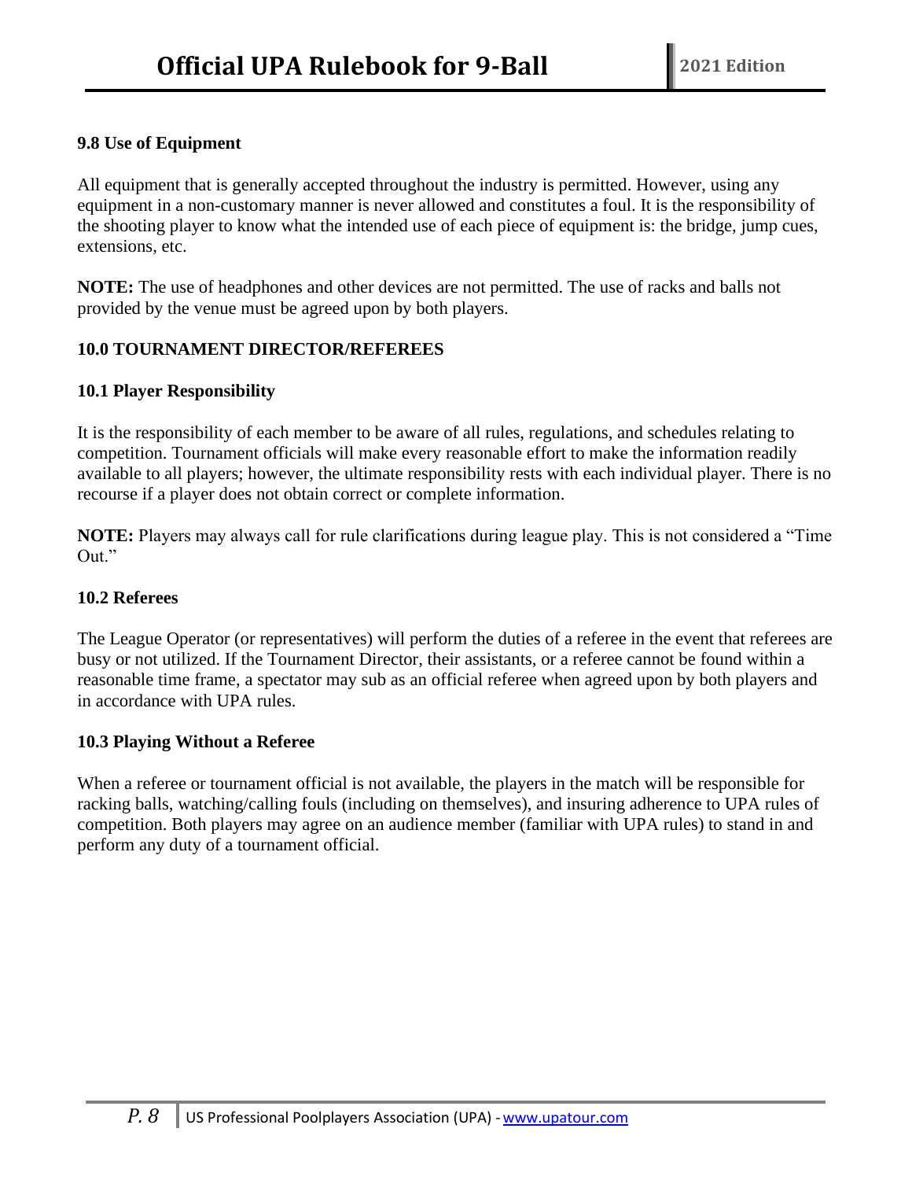### 9.8 Use of Equipment

All equipment that is generally accepted throughout the industry is permitted. However, using any equipment in a non-customary manner is never allowed and constitutes a foul. It is the responsibility of the shooting player to know what the intended use of each piece of equipment is: the bridge, jump cues, extensions, etc.

**NOTE:** The use of headphones and other devices are not permitted. The use of racks and balls not provided by the venue must be agreed upon by both players.

## 10.0 TOURNAMENT DIRECTOR/REFEREES

### 10.1 Player Responsibility

It is the responsibility of each member to be aware of all rules, regulations, and schedules relating to competition. Tournament officials will make every reasonable effort to make the information readily available to all players; however, the ultimate responsibility rests with each individual player. There is no recourse if a player does not obtain correct or complete information.

**NOTE:** Players may always call for rule clarifications during league play. This is not considered a "Time Out."

### 10.2 Referees

The League Operator (or representatives) will perform the duties of a referee in the event that referees are busy or not utilized. If the Tournament Director, their assistants, or a referee cannot be found within a reasonable time frame, a spectator may sub as an official referee when agreed upon by both players and in accordance with UPA rules.

### 10.3 Playing Without a Referee

When a referee or tournament official is not available, the players in the match will be responsible for racking balls, watching/calling fouls (including on themselves), and insuring adherence to UPA rules of competition. Both players may agree on an audience member (familiar with UPA rules) to stand in and perform any duty of a tournament official.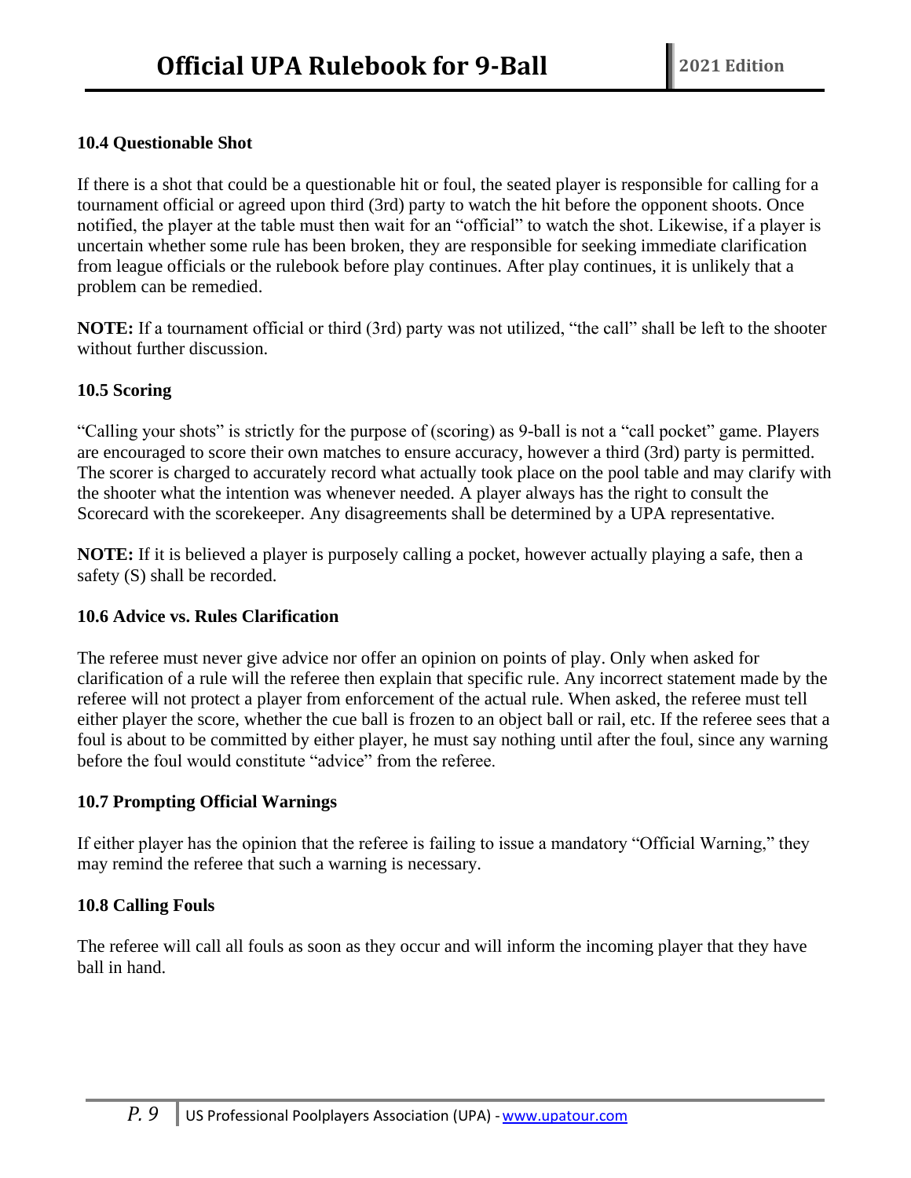### 10.4 Questionable Shot

If there is a shot that could be a questionable hit or foul, the seated player is responsible for calling for a tournament official or agreed upon third (3rd) party to watch the hit before the opponent shoots. Once notified, the player at the table must then wait for an "official" to watch the shot. Likewise, if a player is uncertain whether some rule has been broken, they are responsible for seeking immediate clarification from league officials or the rulebook before play continues. After play continues, it is unlikely that a problem can be remedied.

**NOTE:** If a tournament official or third (3rd) party was not utilized, "the call" shall be left to the shooter without further discussion.

### 10.5 Scoring

"Calling your shots" is strictly for the purpose of (scoring) as 9-ball is not a "call pocket" game. Players are encouraged to score their own matches to ensure accuracy, however a third (3rd) party is permitted. The scorer is charged to accurately record what actually took place on the pool table and may clarify with the shooter what the intention was whenever needed. A player always has the right to consult the Scorecard with the scorekeeper. Any disagreements shall be determined by a UPA representative.

**NOTE:** If it is believed a player is purposely calling a pocket, however actually playing a safe, then a safety (S) shall be recorded.

### 10.6 Advice vs. Rules Clarification

The referee must never give advice nor offer an opinion on points of play. Only when asked for clarification of a rule will the referee then explain that specific rule. Any incorrect statement made by the referee will not protect a player from enforcement of the actual rule. When asked, the referee must tell either player the score, whether the cue ball is frozen to an object ball or rail, etc. If the referee sees that a foul is about to be committed by either player, he must say nothing until after the foul, since any warning before the foul would constitute "advice" from the referee.

### 10.7 Prompting Official Warnings

If either player has the opinion that the referee is failing to issue a mandatory "Official Warning," they may remind the referee that such a warning is necessary.

### 10.8 Calling Fouls

The referee will call all fouls as soon as they occur and will inform the incoming player that they have ball in hand.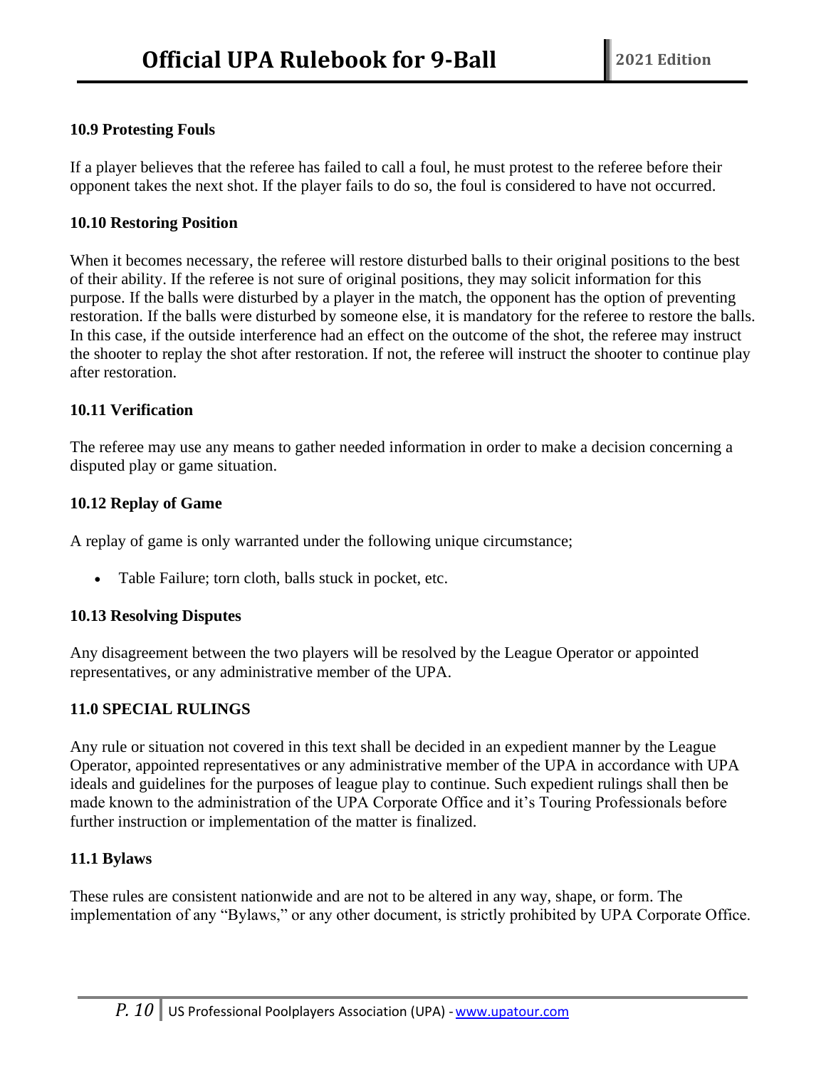### 10.9 Protesting Fouls

If a player believes that the referee has failed to call a foul, he must protest to the referee before their opponent takes the next shot. If the player fails to do so, the foul is considered to have not occurred.

### 10.10 Restoring Position

When it becomes necessary, the referee will restore disturbed balls to their original positions to the best of their ability. If the referee is not sure of original positions, they may solicit information for this purpose. If the balls were disturbed by a player in the match, the opponent has the option of preventing restoration. If the balls were disturbed by someone else, it is mandatory for the referee to restore the balls. In this case, if the outside interference had an effect on the outcome of the shot, the referee may instruct the shooter to replay the shot after restoration. If not, the referee will instruct the shooter to continue play after restoration.

### 10.11 Verification

The referee may use any means to gather needed information in order to make a decision concerning a disputed play or game situation.

### 10.12 Replay of Game

A replay of game is only warranted under the following unique circumstance;

- Table Failure; torn cloth, balls stuck in pocket, etc.

### 10.13 Resolving Disputes

Any disagreement between the two players will be resolved by the League Operator or appointed representatives, or any administrative member of the UPA.

## 11.0 SPECIAL RULINGS

Any rule or situation not covered in this text shall be decided in an expedient manner by the League Operator, appointed representatives or any administrative member of the UPA in accordance with UPA ideals and guidelines for the purposes of league play to continue. Such expedient rulings shall then be made known to the administration of the UPA Corporate Office and it's Touring Professionals before further instruction or implementation of the matter is finalized.

### 11.1 Bylaws

These rules are consistent nationwide and are not to be altered in any way, shape, or form. The implementation of any "Bylaws," or any other document, is strictly prohibited by UPA Corporate Office.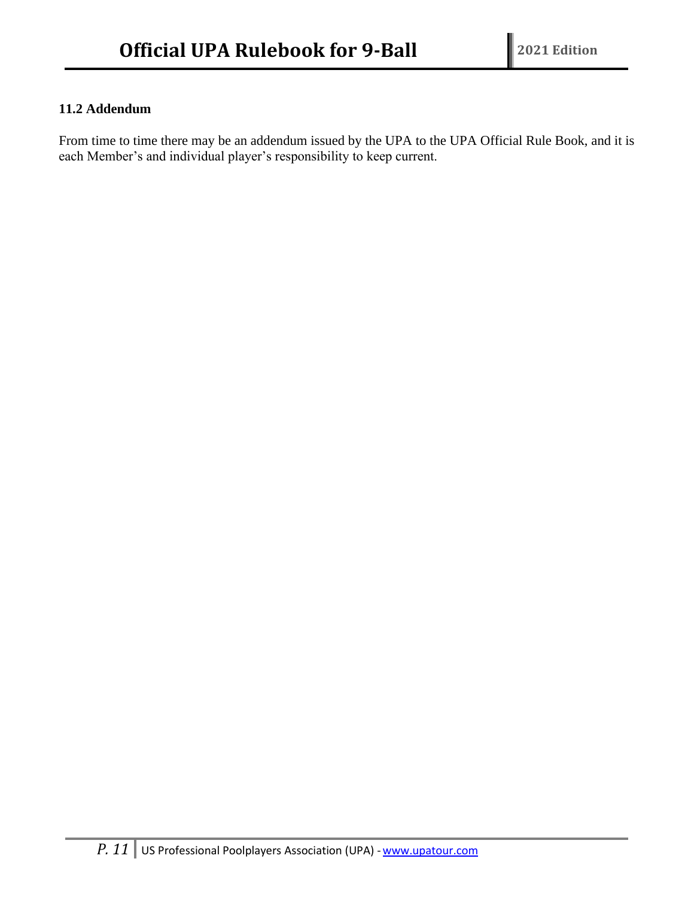### 11.2 Addendum

From time to time there may be an addendum issued by the UPA to the UPA Official Rule Book, and it is each Member's and individual player's responsibility to keep current.